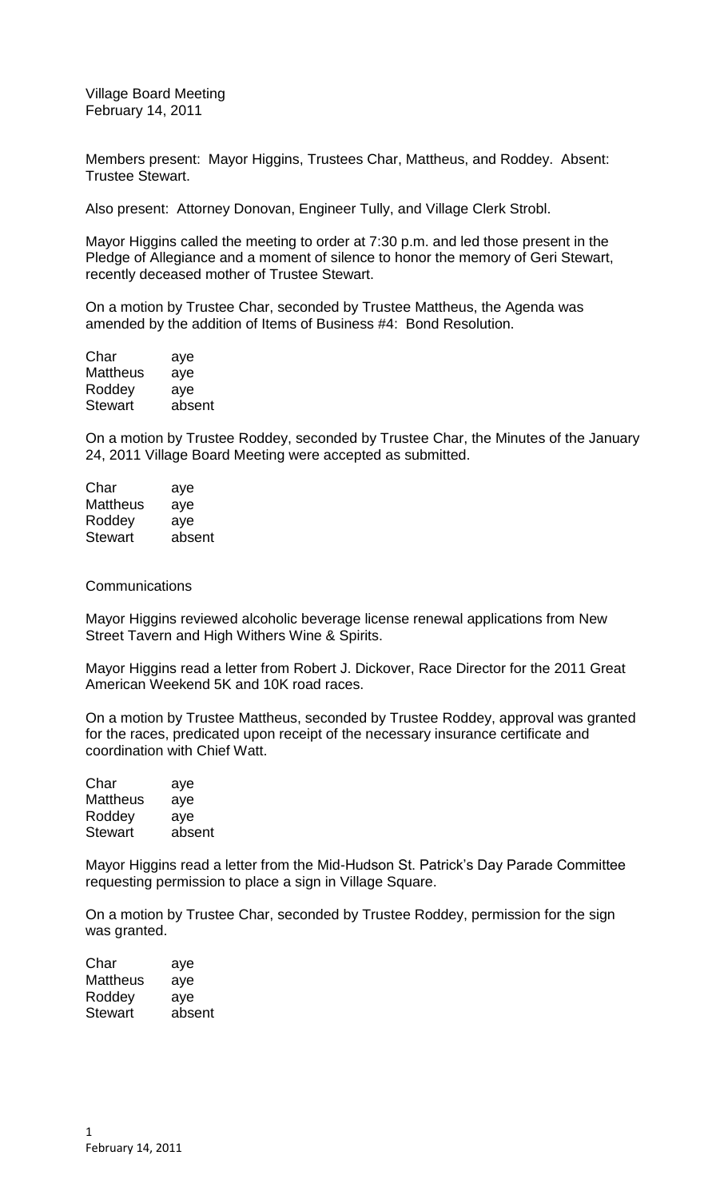Village Board Meeting
February 14, 2011

Members present: Mayor Higgins, Trustees Char, Mattheus, and Roddey. Absent: Trustee Stewart.

Also present: Attorney Donovan, Engineer Tully, and Village Clerk Strobl.

Mayor Higgins called the meeting to order at 7:30 p.m. and led those present in the Pledge of Allegiance and a moment of silence to honor the memory of Geri Stewart, recently deceased mother of Trustee Stewart.

On a motion by Trustee Char, seconded by Trustee Mattheus, the Agenda was amended by the addition of Items of Business #4: Bond Resolution.

| | |
|---|---|
| Char | aye |
| Mattheus | aye |
| Roddey | aye |
| Stewart | absent |

On a motion by Trustee Roddey, seconded by Trustee Char, the Minutes of the January 24, 2011 Village Board Meeting were accepted as submitted.

| | |
|---|---|
| Char | aye |
| Mattheus | aye |
| Roddey | aye |
| Stewart | absent |

Communications

Mayor Higgins reviewed alcoholic beverage license renewal applications from New Street Tavern and High Withers Wine & Spirits.

Mayor Higgins read a letter from Robert J. Dickover, Race Director for the 2011 Great American Weekend 5K and 10K road races.

On a motion by Trustee Mattheus, seconded by Trustee Roddey, approval was granted for the races, predicated upon receipt of the necessary insurance certificate and coordination with Chief Watt.

| | |
|---|---|
| Char | aye |
| Mattheus | aye |
| Roddey | aye |
| Stewart | absent |

Mayor Higgins read a letter from the Mid-Hudson St. Patrick's Day Parade Committee requesting permission to place a sign in Village Square.

On a motion by Trustee Char, seconded by Trustee Roddey, permission for the sign was granted.

| | |
|---|---|
| Char | aye |
| Mattheus | aye |
| Roddey | aye |
| Stewart | absent |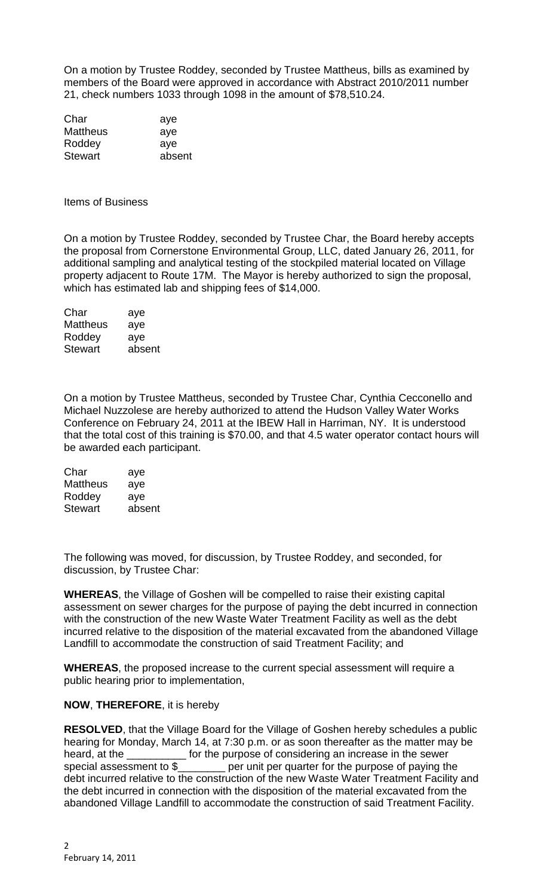On a motion by Trustee Roddey, seconded by Trustee Mattheus, bills as examined by members of the Board were approved in accordance with Abstract 2010/2011 number 21, check numbers 1033 through 1098 in the amount of $78,510.24.

| | |
|---|---|
| Char | aye |
| Mattheus | aye |
| Roddey | aye |
| Stewart | absent |

Items of Business

On a motion by Trustee Roddey, seconded by Trustee Char, the Board hereby accepts the proposal from Cornerstone Environmental Group, LLC, dated January 26, 2011, for additional sampling and analytical testing of the stockpiled material located on Village property adjacent to Route 17M. The Mayor is hereby authorized to sign the proposal, which has estimated lab and shipping fees of $14,000.

| | |
|---|---|
| Char | aye |
| Mattheus | aye |
| Roddey | aye |
| Stewart | absent |

On a motion by Trustee Mattheus, seconded by Trustee Char, Cynthia Cecconello and Michael Nuzzolese are hereby authorized to attend the Hudson Valley Water Works Conference on February 24, 2011 at the IBEW Hall in Harriman, NY. It is understood that the total cost of this training is $70.00, and that 4.5 water operator contact hours will be awarded each participant.

| | |
|---|---|
| Char | aye |
| Mattheus | aye |
| Roddey | aye |
| Stewart | absent |

The following was moved, for discussion, by Trustee Roddey, and seconded, for discussion, by Trustee Char:

**WHEREAS**, the Village of Goshen will be compelled to raise their existing capital assessment on sewer charges for the purpose of paying the debt incurred in connection with the construction of the new Waste Water Treatment Facility as well as the debt incurred relative to the disposition of the material excavated from the abandoned Village Landfill to accommodate the construction of said Treatment Facility; and

**WHEREAS**, the proposed increase to the current special assessment will require a public hearing prior to implementation,

**NOW**, **THEREFORE**, it is hereby

**RESOLVED**, that the Village Board for the Village of Goshen hereby schedules a public hearing for Monday, March 14, at 7:30 p.m. or as soon thereafter as the matter may be heard, at the __________ for the purpose of considering an increase in the sewer special assessment to $________ per unit per quarter for the purpose of paying the debt incurred relative to the construction of the new Waste Water Treatment Facility and the debt incurred in connection with the disposition of the material excavated from the abandoned Village Landfill to accommodate the construction of said Treatment Facility.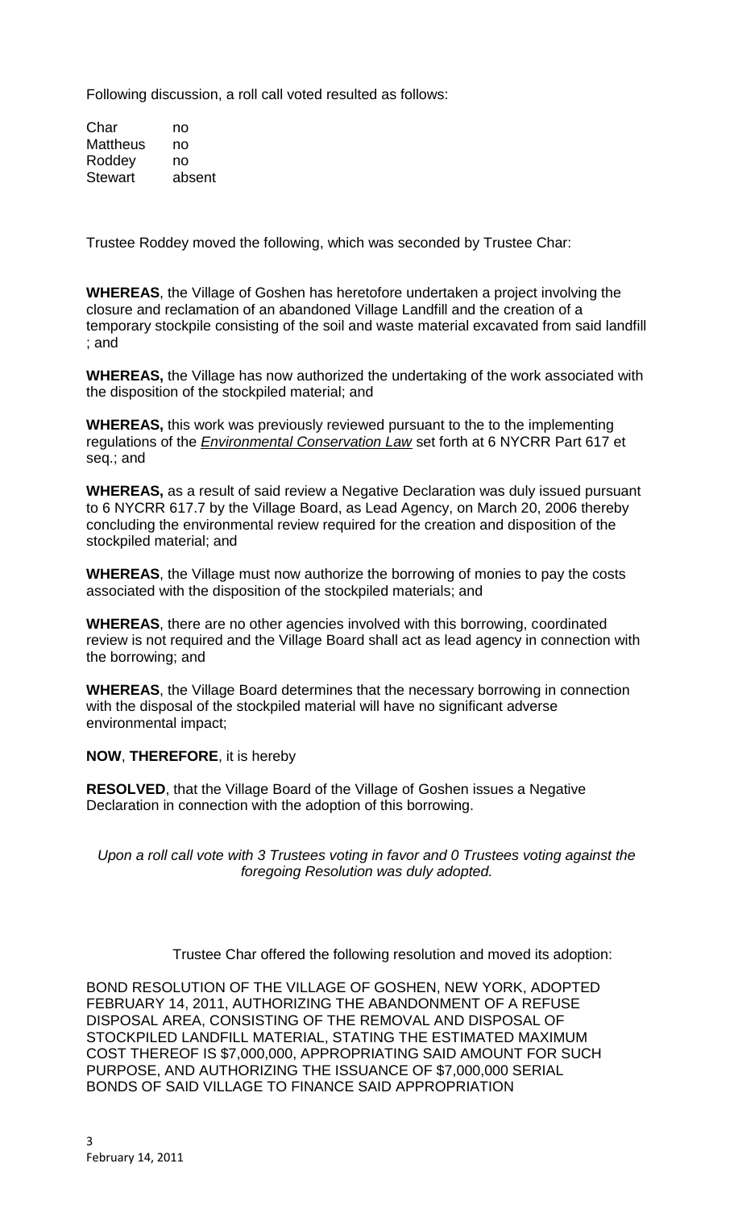Following discussion, a roll call voted resulted as follows:

| | |
|---|---|
| Char | no |
| Mattheus | no |
| Roddey | no |
| Stewart | absent |

Trustee Roddey moved the following, which was seconded by Trustee Char:

**WHEREAS**, the Village of Goshen has heretofore undertaken a project involving the closure and reclamation of an abandoned Village Landfill and the creation of a temporary stockpile consisting of the soil and waste material excavated from said landfill ; and

**WHEREAS,** the Village has now authorized the undertaking of the work associated with the disposition of the stockpiled material; and

**WHEREAS,** this work was previously reviewed pursuant to the to the implementing regulations of the ***Environmental Conservation Law*** set forth at 6 NYCRR Part 617 et seq.; and

**WHEREAS,** as a result of said review a Negative Declaration was duly issued pursuant to 6 NYCRR 617.7 by the Village Board, as Lead Agency, on March 20, 2006 thereby concluding the environmental review required for the creation and disposition of the stockpiled material; and

**WHEREAS**, the Village must now authorize the borrowing of monies to pay the costs associated with the disposition of the stockpiled materials; and

**WHEREAS**, there are no other agencies involved with this borrowing, coordinated review is not required and the Village Board shall act as lead agency in connection with the borrowing; and

**WHEREAS**, the Village Board determines that the necessary borrowing in connection with the disposal of the stockpiled material will have no significant adverse environmental impact;

**NOW**, **THEREFORE**, it is hereby

**RESOLVED**, that the Village Board of the Village of Goshen issues a Negative Declaration in connection with the adoption of this borrowing.

*Upon a roll call vote with 3 Trustees voting in favor and 0 Trustees voting against the foregoing Resolution was duly adopted.*

Trustee Char offered the following resolution and moved its adoption:

BOND RESOLUTION OF THE VILLAGE OF GOSHEN, NEW YORK, ADOPTED FEBRUARY 14, 2011, AUTHORIZING THE ABANDONMENT OF A REFUSE DISPOSAL AREA, CONSISTING OF THE REMOVAL AND DISPOSAL OF STOCKPILED LANDFILL MATERIAL, STATING THE ESTIMATED MAXIMUM COST THEREOF IS $7,000,000, APPROPRIATING SAID AMOUNT FOR SUCH PURPOSE, AND AUTHORIZING THE ISSUANCE OF $7,000,000 SERIAL BONDS OF SAID VILLAGE TO FINANCE SAID APPROPRIATION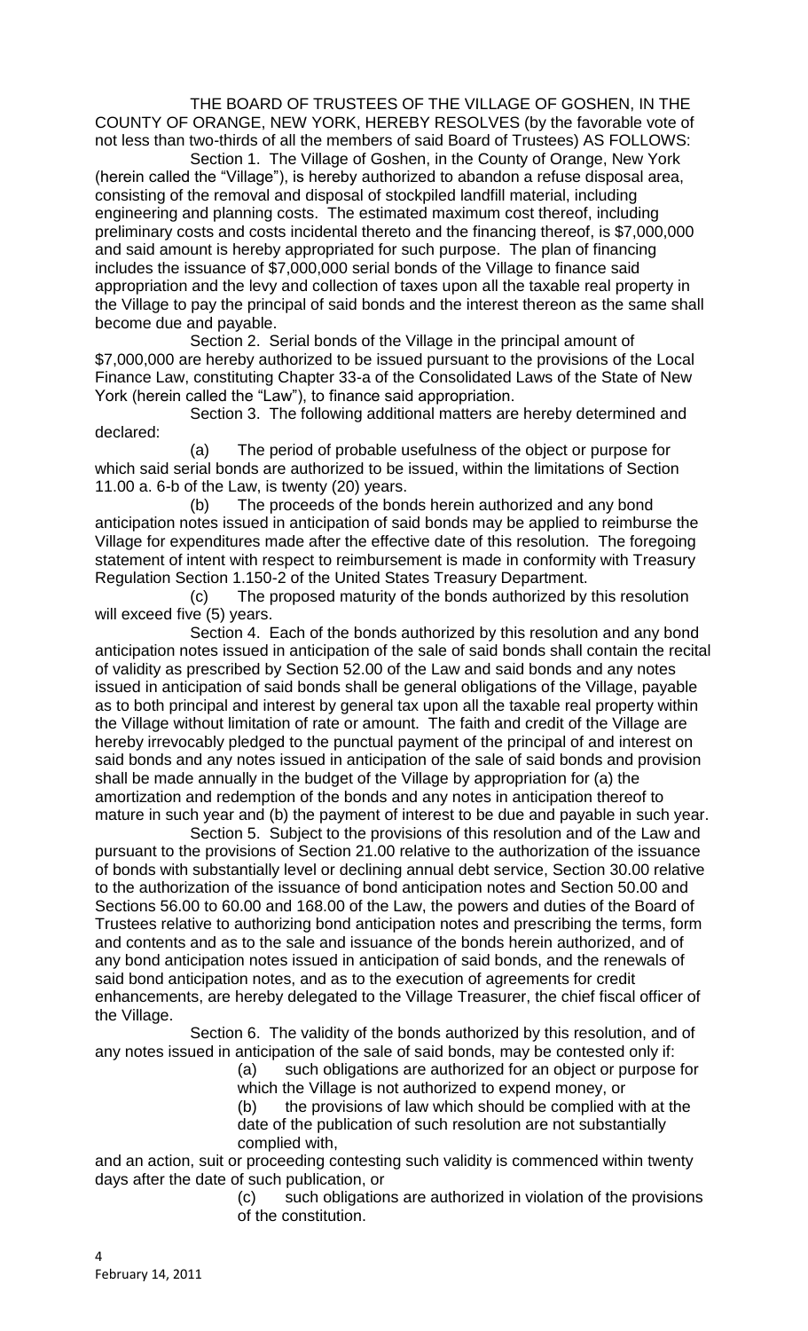THE BOARD OF TRUSTEES OF THE VILLAGE OF GOSHEN, IN THE COUNTY OF ORANGE, NEW YORK, HEREBY RESOLVES (by the favorable vote of not less than two-thirds of all the members of said Board of Trustees) AS FOLLOWS:

Section 1. The Village of Goshen, in the County of Orange, New York (herein called the "Village"), is hereby authorized to abandon a refuse disposal area, consisting of the removal and disposal of stockpiled landfill material, including engineering and planning costs. The estimated maximum cost thereof, including preliminary costs and costs incidental thereto and the financing thereof, is $7,000,000 and said amount is hereby appropriated for such purpose. The plan of financing includes the issuance of $7,000,000 serial bonds of the Village to finance said appropriation and the levy and collection of taxes upon all the taxable real property in the Village to pay the principal of said bonds and the interest thereon as the same shall become due and payable.

Section 2. Serial bonds of the Village in the principal amount of $7,000,000 are hereby authorized to be issued pursuant to the provisions of the Local Finance Law, constituting Chapter 33-a of the Consolidated Laws of the State of New York (herein called the "Law"), to finance said appropriation.

Section 3. The following additional matters are hereby determined and declared:

(a) The period of probable usefulness of the object or purpose for which said serial bonds are authorized to be issued, within the limitations of Section 11.00 a. 6-b of the Law, is twenty (20) years.

(b) The proceeds of the bonds herein authorized and any bond anticipation notes issued in anticipation of said bonds may be applied to reimburse the Village for expenditures made after the effective date of this resolution. The foregoing statement of intent with respect to reimbursement is made in conformity with Treasury Regulation Section 1.150-2 of the United States Treasury Department.

(c) The proposed maturity of the bonds authorized by this resolution will exceed five (5) years.

Section 4. Each of the bonds authorized by this resolution and any bond anticipation notes issued in anticipation of the sale of said bonds shall contain the recital of validity as prescribed by Section 52.00 of the Law and said bonds and any notes issued in anticipation of said bonds shall be general obligations of the Village, payable as to both principal and interest by general tax upon all the taxable real property within the Village without limitation of rate or amount. The faith and credit of the Village are hereby irrevocably pledged to the punctual payment of the principal of and interest on said bonds and any notes issued in anticipation of the sale of said bonds and provision shall be made annually in the budget of the Village by appropriation for (a) the amortization and redemption of the bonds and any notes in anticipation thereof to mature in such year and (b) the payment of interest to be due and payable in such year.

Section 5. Subject to the provisions of this resolution and of the Law and pursuant to the provisions of Section 21.00 relative to the authorization of the issuance of bonds with substantially level or declining annual debt service, Section 30.00 relative to the authorization of the issuance of bond anticipation notes and Section 50.00 and Sections 56.00 to 60.00 and 168.00 of the Law, the powers and duties of the Board of Trustees relative to authorizing bond anticipation notes and prescribing the terms, form and contents and as to the sale and issuance of the bonds herein authorized, and of any bond anticipation notes issued in anticipation of said bonds, and the renewals of said bond anticipation notes, and as to the execution of agreements for credit enhancements, are hereby delegated to the Village Treasurer, the chief fiscal officer of the Village.

Section 6. The validity of the bonds authorized by this resolution, and of any notes issued in anticipation of the sale of said bonds, may be contested only if:

(a) such obligations are authorized for an object or purpose for which the Village is not authorized to expend money, or

(b) the provisions of law which should be complied with at the date of the publication of such resolution are not substantially complied with,

and an action, suit or proceeding contesting such validity is commenced within twenty days after the date of such publication, or

(c) such obligations are authorized in violation of the provisions of the constitution.

February 14, 2011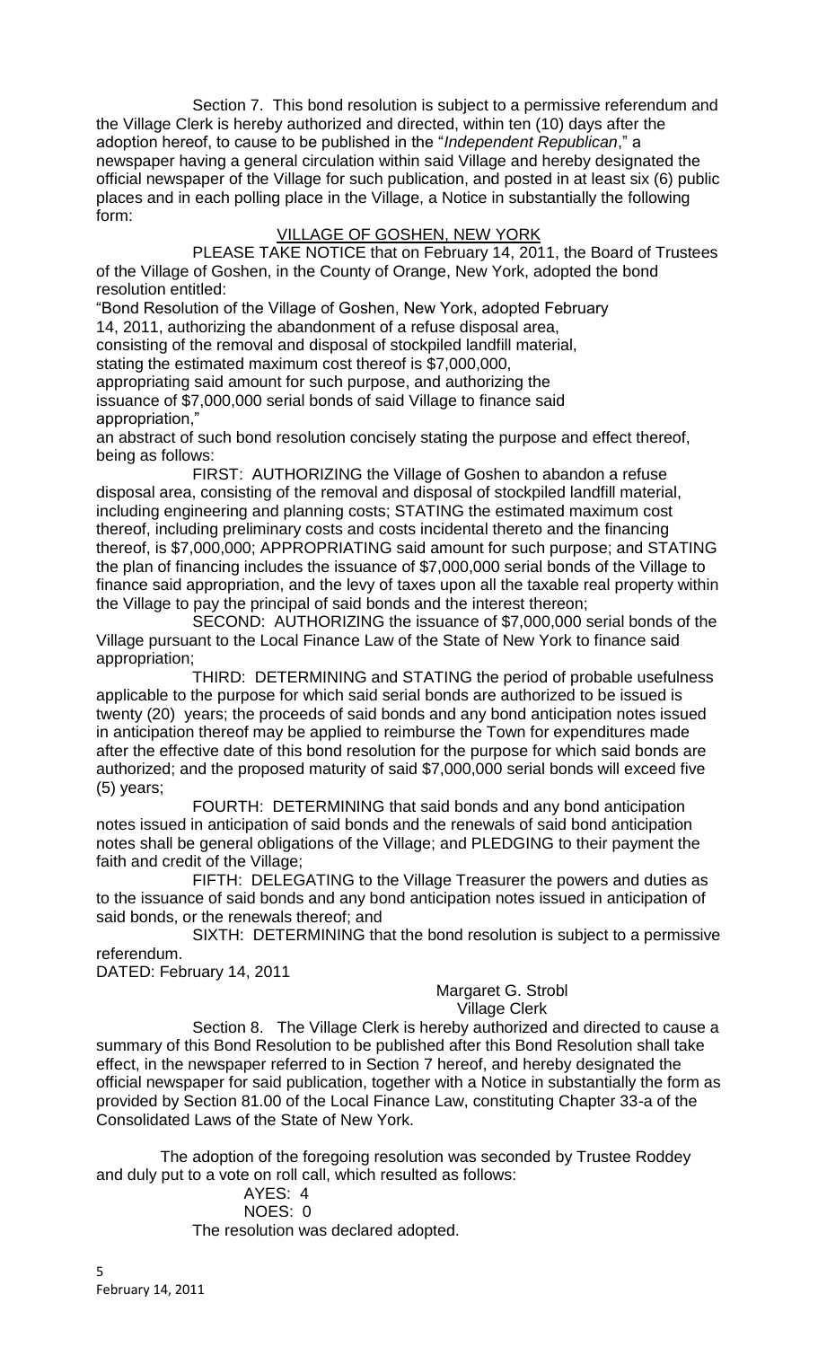Section 7. This bond resolution is subject to a permissive referendum and the Village Clerk is hereby authorized and directed, within ten (10) days after the adoption hereof, to cause to be published in the "*Independent Republican*," a newspaper having a general circulation within said Village and hereby designated the official newspaper of the Village for such publication, and posted in at least six (6) public places and in each polling place in the Village, a Notice in substantially the following form:

VILLAGE OF GOSHEN, NEW YORK

PLEASE TAKE NOTICE that on February 14, 2011, the Board of Trustees of the Village of Goshen, in the County of Orange, New York, adopted the bond resolution entitled:

"Bond Resolution of the Village of Goshen, New York, adopted February 14, 2011, authorizing the abandonment of a refuse disposal area, consisting of the removal and disposal of stockpiled landfill material, stating the estimated maximum cost thereof is $7,000,000, appropriating said amount for such purpose, and authorizing the issuance of $7,000,000 serial bonds of said Village to finance said appropriation,"

an abstract of such bond resolution concisely stating the purpose and effect thereof, being as follows:

FIRST: AUTHORIZING the Village of Goshen to abandon a refuse disposal area, consisting of the removal and disposal of stockpiled landfill material, including engineering and planning costs; STATING the estimated maximum cost thereof, including preliminary costs and costs incidental thereto and the financing thereof, is $7,000,000; APPROPRIATING said amount for such purpose; and STATING the plan of financing includes the issuance of $7,000,000 serial bonds of the Village to finance said appropriation, and the levy of taxes upon all the taxable real property within the Village to pay the principal of said bonds and the interest thereon;

SECOND: AUTHORIZING the issuance of $7,000,000 serial bonds of the Village pursuant to the Local Finance Law of the State of New York to finance said appropriation;

THIRD: DETERMINING and STATING the period of probable usefulness applicable to the purpose for which said serial bonds are authorized to be issued is twenty (20) years; the proceeds of said bonds and any bond anticipation notes issued in anticipation thereof may be applied to reimburse the Town for expenditures made after the effective date of this bond resolution for the purpose for which said bonds are authorized; and the proposed maturity of said $7,000,000 serial bonds will exceed five (5) years;

FOURTH: DETERMINING that said bonds and any bond anticipation notes issued in anticipation of said bonds and the renewals of said bond anticipation notes shall be general obligations of the Village; and PLEDGING to their payment the faith and credit of the Village;

FIFTH: DELEGATING to the Village Treasurer the powers and duties as to the issuance of said bonds and any bond anticipation notes issued in anticipation of said bonds, or the renewals thereof; and

SIXTH: DETERMINING that the bond resolution is subject to a permissive referendum.

DATED: February 14, 2011

Margaret G. Strobl
Village Clerk

Section 8. The Village Clerk is hereby authorized and directed to cause a summary of this Bond Resolution to be published after this Bond Resolution shall take effect, in the newspaper referred to in Section 7 hereof, and hereby designated the official newspaper for said publication, together with a Notice in substantially the form as provided by Section 81.00 of the Local Finance Law, constituting Chapter 33-a of the Consolidated Laws of the State of New York.

The adoption of the foregoing resolution was seconded by Trustee Roddey and duly put to a vote on roll call, which resulted as follows:

AYES: 4
NOES: 0

The resolution was declared adopted.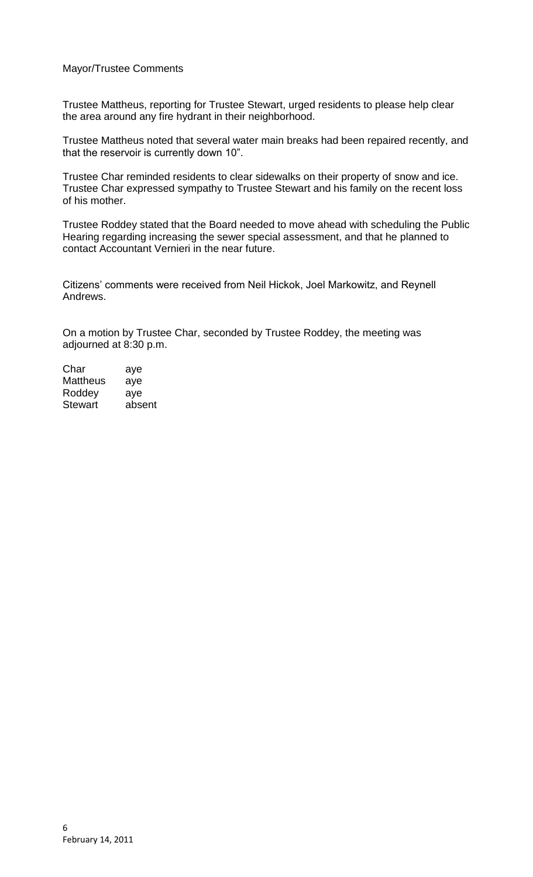Mayor/Trustee Comments

Trustee Mattheus, reporting for Trustee Stewart, urged residents to please help clear the area around any fire hydrant in their neighborhood.

Trustee Mattheus noted that several water main breaks had been repaired recently, and that the reservoir is currently down 10".

Trustee Char reminded residents to clear sidewalks on their property of snow and ice. Trustee Char expressed sympathy to Trustee Stewart and his family on the recent loss of his mother.

Trustee Roddey stated that the Board needed to move ahead with scheduling the Public Hearing regarding increasing the sewer special assessment, and that he planned to contact Accountant Vernieri in the near future.

Citizens' comments were received from Neil Hickok, Joel Markowitz, and Reynell Andrews.

On a motion by Trustee Char, seconded by Trustee Roddey, the meeting was adjourned at 8:30 p.m.

| | |
|---|---|
| Char | aye |
| Mattheus | aye |
| Roddey | aye |
| Stewart | absent |